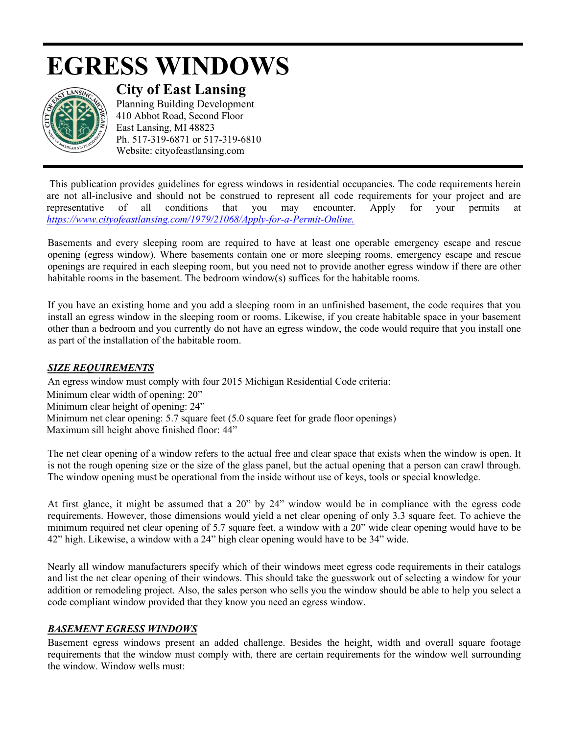# EGRESS WINDOWS

## City of East Lansing

Planning Building Development
410 Abbot Road, Second Floor
East Lansing, MI 48823
Ph. 517-319-6871 or 517-319-6810
Website: cityofeastlansing.com

This publication provides guidelines for egress windows in residential occupancies. The code requirements herein are not all-inclusive and should not be construed to represent all code requirements for your project and are representative of all conditions that you may encounter. Apply for your permits at *https://www.cityofeastlansing.com/1979/21068/Apply-for-a-Permit-Online.*

Basements and every sleeping room are required to have at least one operable emergency escape and rescue opening (egress window). Where basements contain one or more sleeping rooms, emergency escape and rescue openings are required in each sleeping room, but you need not to provide another egress window if there are other habitable rooms in the basement. The bedroom window(s) suffices for the habitable rooms.

If you have an existing home and you add a sleeping room in an unfinished basement, the code requires that you install an egress window in the sleeping room or rooms. Likewise, if you create habitable space in your basement other than a bedroom and you currently do not have an egress window, the code would require that you install one as part of the installation of the habitable room.

### *SIZE REQUIREMENTS*

An egress window must comply with four 2015 Michigan Residential Code criteria:
Minimum clear width of opening: 20"
Minimum clear height of opening: 24"
Minimum net clear opening: 5.7 square feet (5.0 square feet for grade floor openings)
Maximum sill height above finished floor: 44"

The net clear opening of a window refers to the actual free and clear space that exists when the window is open. It is not the rough opening size or the size of the glass panel, but the actual opening that a person can crawl through. The window opening must be operational from the inside without use of keys, tools or special knowledge.

At first glance, it might be assumed that a 20" by 24" window would be in compliance with the egress code requirements. However, those dimensions would yield a net clear opening of only 3.3 square feet. To achieve the minimum required net clear opening of 5.7 square feet, a window with a 20" wide clear opening would have to be 42" high. Likewise, a window with a 24" high clear opening would have to be 34" wide.

Nearly all window manufacturers specify which of their windows meet egress code requirements in their catalogs and list the net clear opening of their windows. This should take the guesswork out of selecting a window for your addition or remodeling project. Also, the sales person who sells you the window should be able to help you select a code compliant window provided that they know you need an egress window.

### *BASEMENT EGRESS WINDOWS*

Basement egress windows present an added challenge. Besides the height, width and overall square footage requirements that the window must comply with, there are certain requirements for the window well surrounding the window. Window wells must: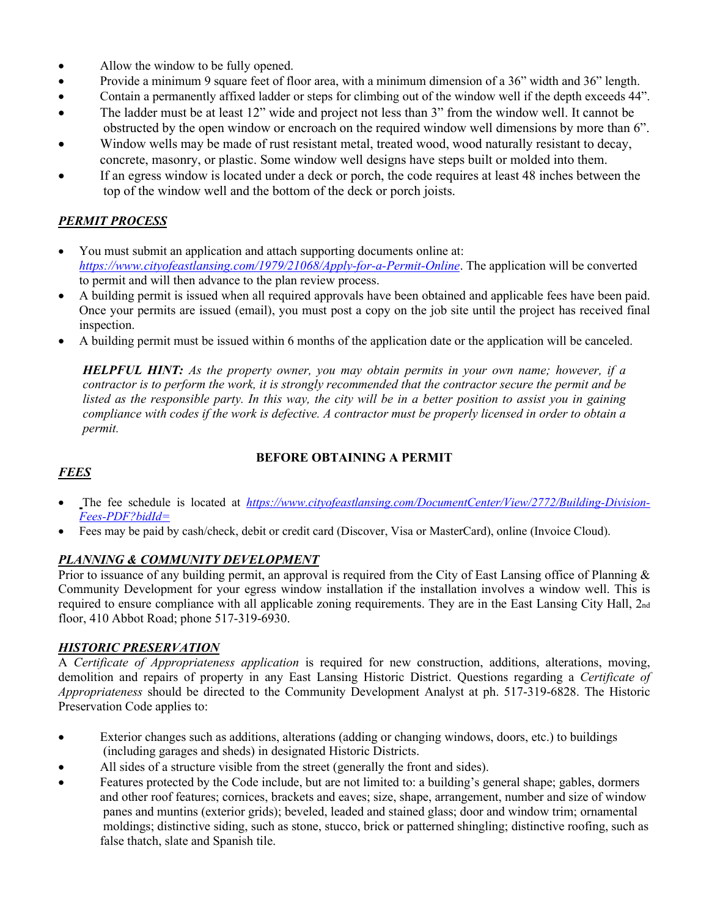- Allow the window to be fully opened.
- Provide a minimum 9 square feet of floor area, with a minimum dimension of a 36" width and 36" length.
- Contain a permanently affixed ladder or steps for climbing out of the window well if the depth exceeds 44".
- The ladder must be at least 12" wide and project not less than 3" from the window well. It cannot be obstructed by the open window or encroach on the required window well dimensions by more than 6".
- Window wells may be made of rust resistant metal, treated wood, wood naturally resistant to decay, concrete, masonry, or plastic. Some window well designs have steps built or molded into them.
- If an egress window is located under a deck or porch, the code requires at least 48 inches between the top of the window well and the bottom of the deck or porch joists.

***PERMIT PROCESS***

- You must submit an application and attach supporting documents online at: *https://www.cityofeastlansing.com/1979/21068/Apply-for-a-Permit-Online*. The application will be converted to permit and will then advance to the plan review process.
- A building permit is issued when all required approvals have been obtained and applicable fees have been paid. Once your permits are issued (email), you must post a copy on the job site until the project has received final inspection.
- A building permit must be issued within 6 months of the application date or the application will be canceled.

> ***HELPFUL HINT:*** *As the property owner, you may obtain permits in your own name; however, if a contractor is to perform the work, it is strongly recommended that the contractor secure the permit and be listed as the responsible party. In this way, the city will be in a better position to assist you in gaining compliance with codes if the work is defective. A contractor must be properly licensed in order to obtain a permit.*

**BEFORE OBTAINING A PERMIT**

***FEES***

- The fee schedule is located at *https://www.cityofeastlansing.com/DocumentCenter/View/2772/Building-Division-Fees-PDF?bidId=*
- Fees may be paid by cash/check, debit or credit card (Discover, Visa or MasterCard), online (Invoice Cloud).

***PLANNING & COMMUNITY DEVELOPMENT***

Prior to issuance of any building permit, an approval is required from the City of East Lansing office of Planning & Community Development for your egress window installation if the installation involves a window well. This is required to ensure compliance with all applicable zoning requirements. They are in the East Lansing City Hall, 2nd floor, 410 Abbot Road; phone 517-319-6930.

***HISTORIC PRESERVATION***

A *Certificate of Appropriateness application* is required for new construction, additions, alterations, moving, demolition and repairs of property in any East Lansing Historic District. Questions regarding a *Certificate of Appropriateness* should be directed to the Community Development Analyst at ph. 517-319-6828. The Historic Preservation Code applies to:

- Exterior changes such as additions, alterations (adding or changing windows, doors, etc.) to buildings (including garages and sheds) in designated Historic Districts.
- All sides of a structure visible from the street (generally the front and sides).
- Features protected by the Code include, but are not limited to: a building's general shape; gables, dormers and other roof features; cornices, brackets and eaves; size, shape, arrangement, number and size of window panes and muntins (exterior grids); beveled, leaded and stained glass; door and window trim; ornamental moldings; distinctive siding, such as stone, stucco, brick or patterned shingling; distinctive roofing, such as false thatch, slate and Spanish tile.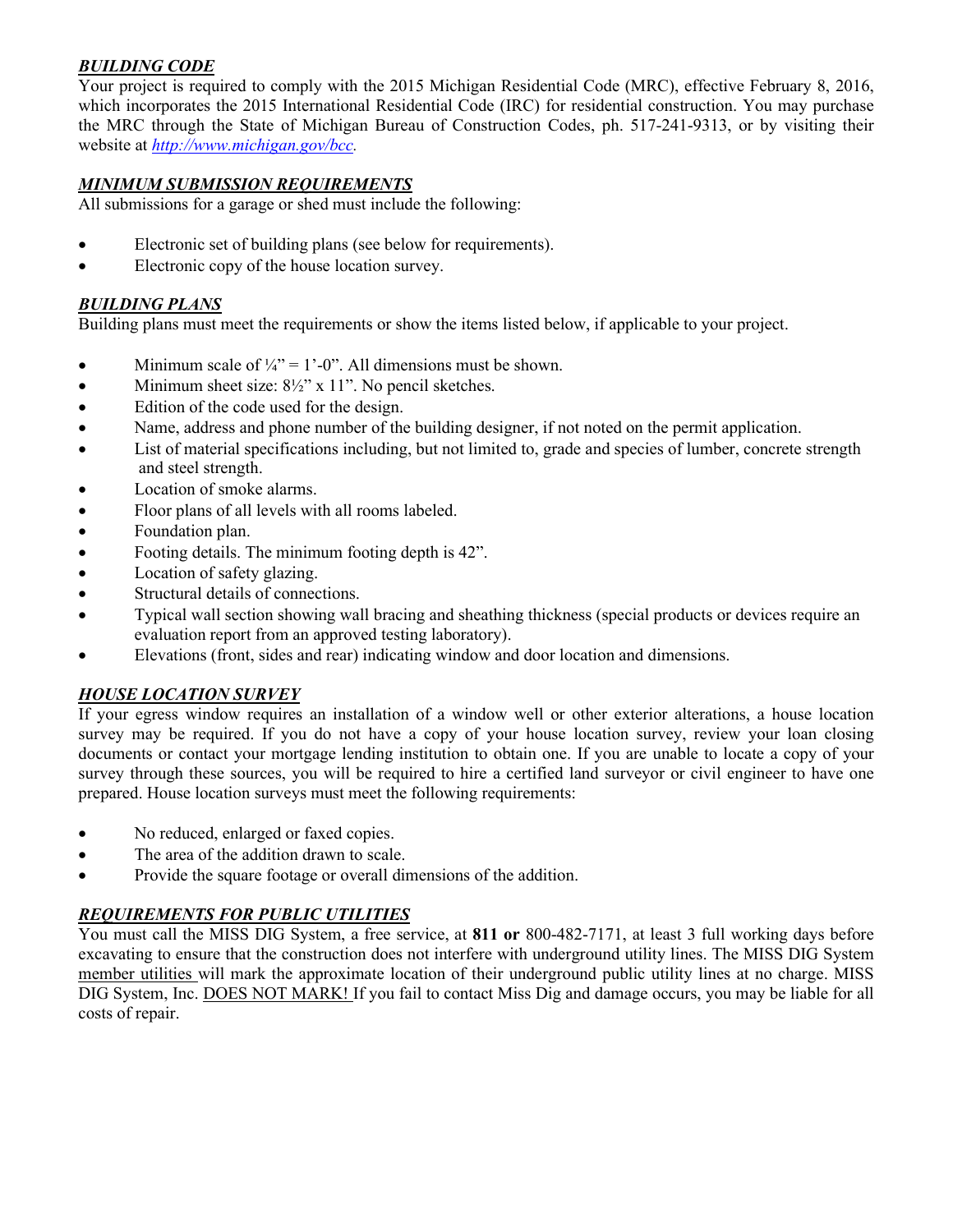## ***BUILDING CODE***

Your project is required to comply with the 2015 Michigan Residential Code (MRC), effective February 8, 2016, which incorporates the 2015 International Residential Code (IRC) for residential construction. You may purchase the MRC through the State of Michigan Bureau of Construction Codes, ph. 517-241-9313, or by visiting their website at *[http://www.michigan.gov/bcc](http://www.michigan.gov/bcc).*

## ***MINIMUM SUBMISSION REQUIREMENTS***

All submissions for a garage or shed must include the following:

- Electronic set of building plans (see below for requirements).
- Electronic copy of the house location survey.

## ***BUILDING PLANS***

Building plans must meet the requirements or show the items listed below, if applicable to your project.

- Minimum scale of ¼" = 1'-0". All dimensions must be shown.
- Minimum sheet size: 8½" x 11". No pencil sketches.
- Edition of the code used for the design.
- Name, address and phone number of the building designer, if not noted on the permit application.
- List of material specifications including, but not limited to, grade and species of lumber, concrete strength and steel strength.
- Location of smoke alarms.
- Floor plans of all levels with all rooms labeled.
- Foundation plan.
- Footing details. The minimum footing depth is 42".
- Location of safety glazing.
- Structural details of connections.
- Typical wall section showing wall bracing and sheathing thickness (special products or devices require an evaluation report from an approved testing laboratory).
- Elevations (front, sides and rear) indicating window and door location and dimensions.

## ***HOUSE LOCATION SURVEY***

If your egress window requires an installation of a window well or other exterior alterations, a house location survey may be required. If you do not have a copy of your house location survey, review your loan closing documents or contact your mortgage lending institution to obtain one. If you are unable to locate a copy of your survey through these sources, you will be required to hire a certified land surveyor or civil engineer to have one prepared. House location surveys must meet the following requirements:

- No reduced, enlarged or faxed copies.
- The area of the addition drawn to scale.
- Provide the square footage or overall dimensions of the addition.

## ***REQUIREMENTS FOR PUBLIC UTILITIES***

You must call the MISS DIG System, a free service, at **811 or** 800-482-7171, at least 3 full working days before excavating to ensure that the construction does not interfere with underground utility lines. The MISS DIG System member utilities will mark the approximate location of their underground public utility lines at no charge. MISS DIG System, Inc. DOES NOT MARK! If you fail to contact Miss Dig and damage occurs, you may be liable for all costs of repair.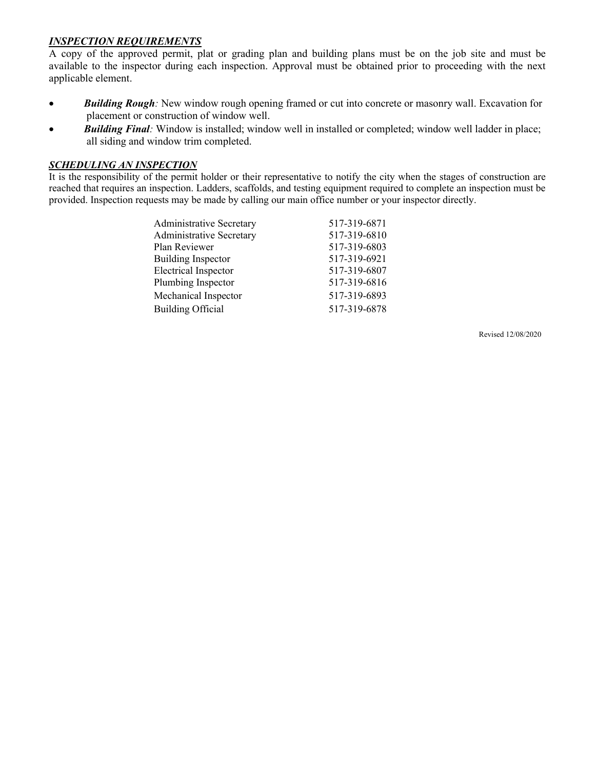***INSPECTION REQUIREMENTS***

A copy of the approved permit, plat or grading plan and building plans must be on the job site and must be available to the inspector during each inspection. Approval must be obtained prior to proceeding with the next applicable element.

- ***Building Rough**:* New window rough opening framed or cut into concrete or masonry wall. Excavation for placement or construction of window well.
- ***Building Final**:* Window is installed; window well in installed or completed; window well ladder in place; all siding and window trim completed.

***SCHEDULING AN INSPECTION***

It is the responsibility of the permit holder or their representative to notify the city when the stages of construction are reached that requires an inspection. Ladders, scaffolds, and testing equipment required to complete an inspection must be provided. Inspection requests may be made by calling our main office number or your inspector directly.

| | |
|---|---|
| Administrative Secretary | 517-319-6871 |
| Administrative Secretary | 517-319-6810 |
| Plan Reviewer | 517-319-6803 |
| Building Inspector | 517-319-6921 |
| Electrical Inspector | 517-319-6807 |
| Plumbing Inspector | 517-319-6816 |
| Mechanical Inspector | 517-319-6893 |
| Building Official | 517-319-6878 |

Revised 12/08/2020